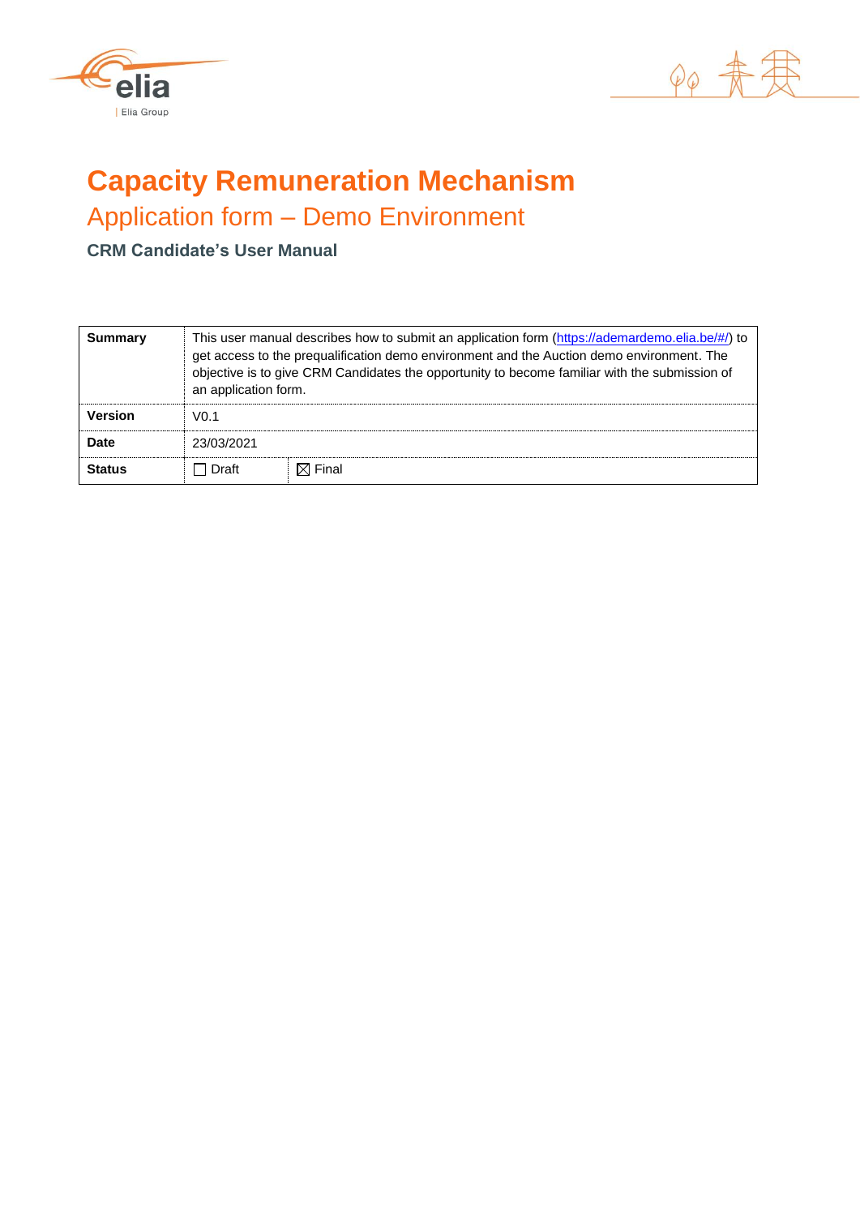# Capacity Remuneration Mechanism

## Application form – Demo Environment

### CRM Candidate's User Manual

| **Summary** | This user manual describes how to submit an application form (https://ademardemo.elia.be/#/) to get access to the prequalification demo environment and the Auction demo environment. The objective is to give CRM Candidates the opportunity to become familiar with the submission of an application form. | |
|---|---|---|
| **Version** | V0.1 | |
| **Date** | 23/03/2021 | |
| **Status** | ☐ Draft | ☒ Final |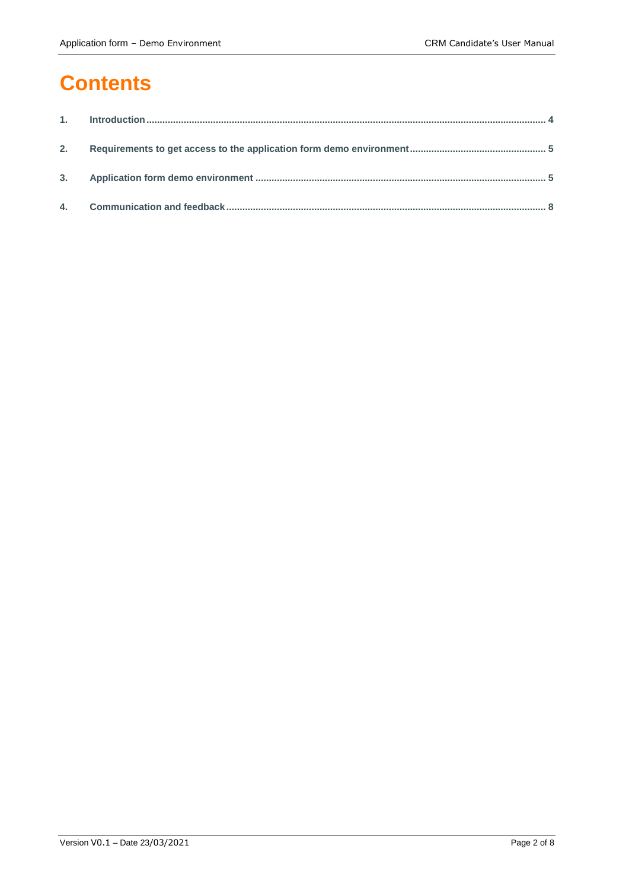# Contents

1. Introduction .......... 4
2. Requirements to get access to the application form demo environment .......... 5
3. Application form demo environment .......... 5
4. Communication and feedback .......... 8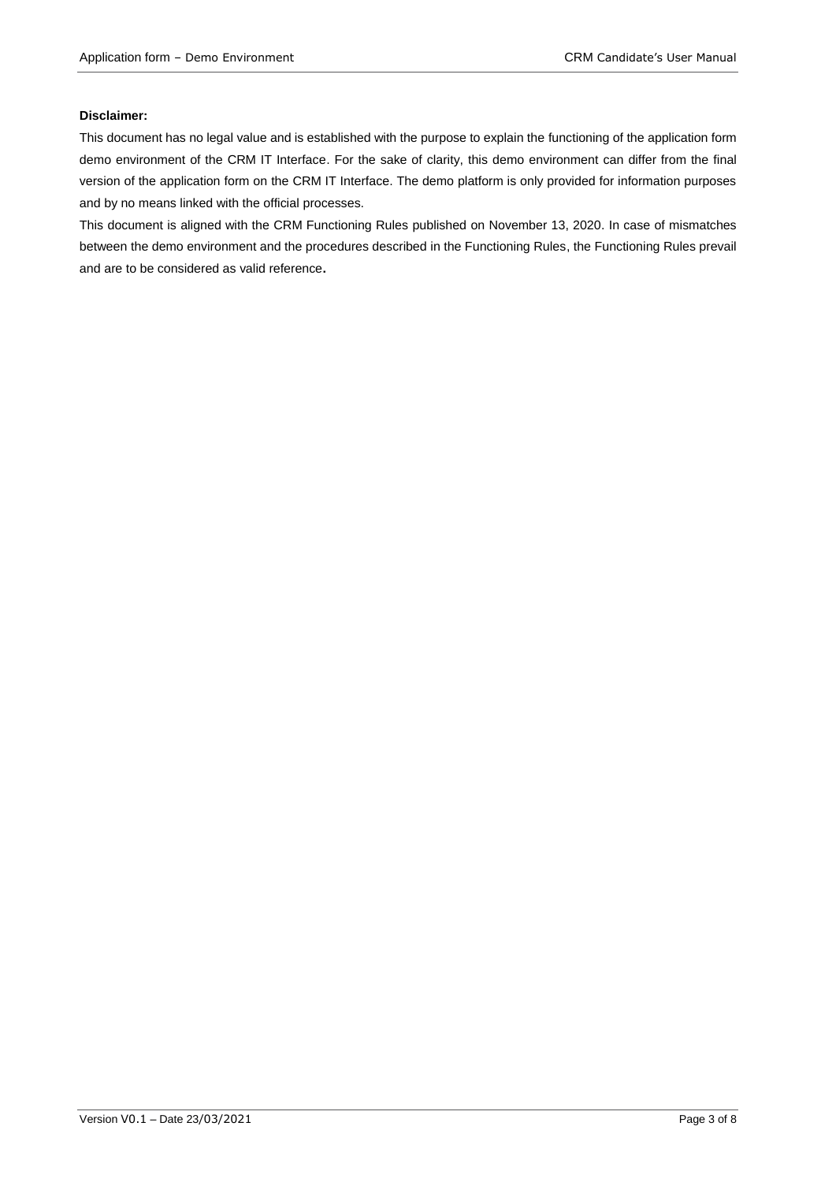**Disclaimer:**

This document has no legal value and is established with the purpose to explain the functioning of the application form demo environment of the CRM IT Interface. For the sake of clarity, this demo environment can differ from the final version of the application form on the CRM IT Interface. The demo platform is only provided for information purposes and by no means linked with the official processes.

This document is aligned with the CRM Functioning Rules published on November 13, 2020. In case of mismatches between the demo environment and the procedures described in the Functioning Rules, the Functioning Rules prevail and are to be considered as valid reference.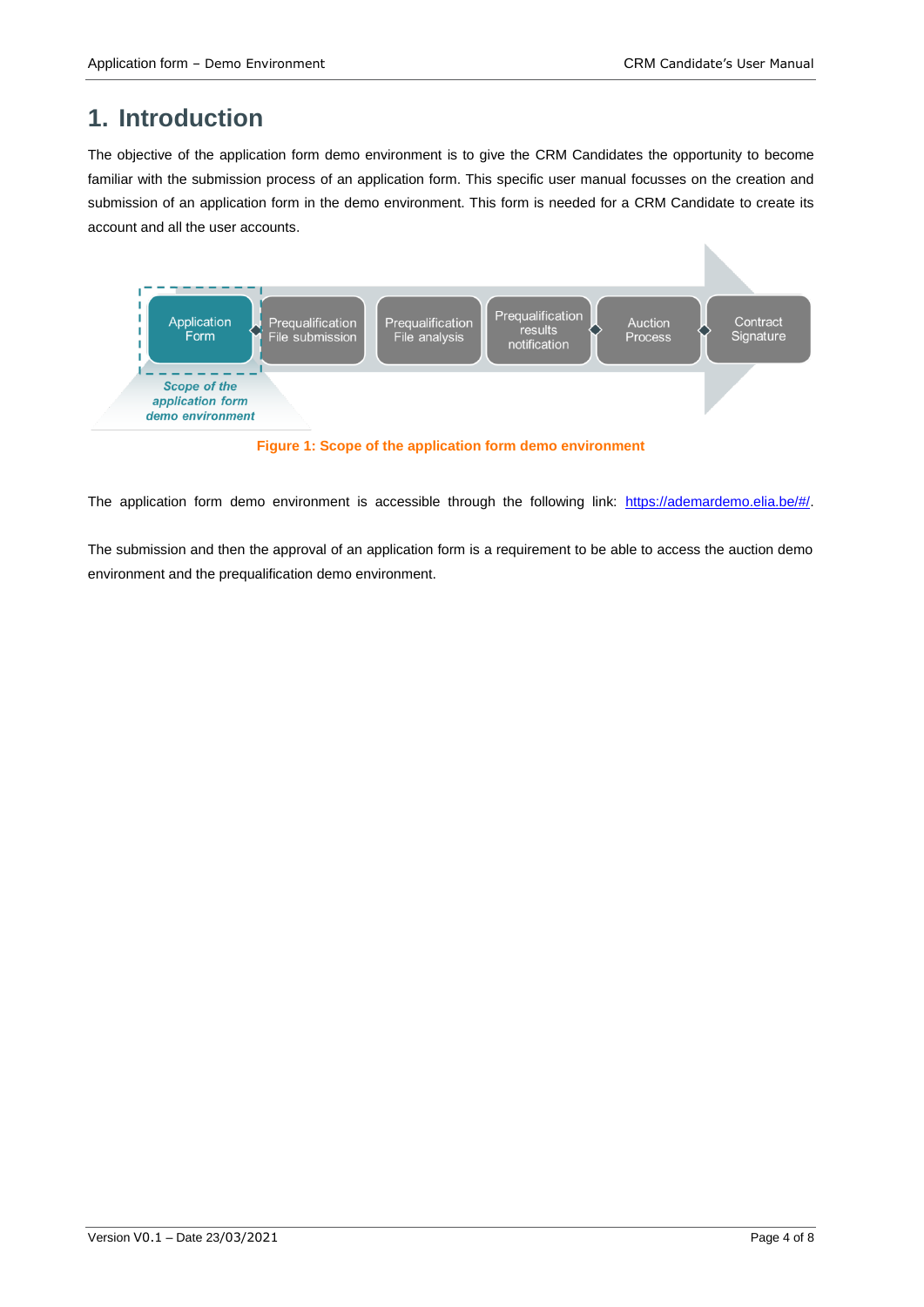# 1. Introduction

The objective of the application form demo environment is to give the CRM Candidates the opportunity to become familiar with the submission process of an application form. This specific user manual focusses on the creation and submission of an application form in the demo environment. This form is needed for a CRM Candidate to create its account and all the user accounts.

Application Form | Prequalification File submission | Prequalification File analysis | Prequalification results notification | Auction Process | Contract Signature

*Scope of the application form demo environment*

**Figure 1: Scope of the application form demo environment**

The application form demo environment is accessible through the following link: https://ademardemo.elia.be/#/.

The submission and then the approval of an application form is a requirement to be able to access the auction demo environment and the prequalification demo environment.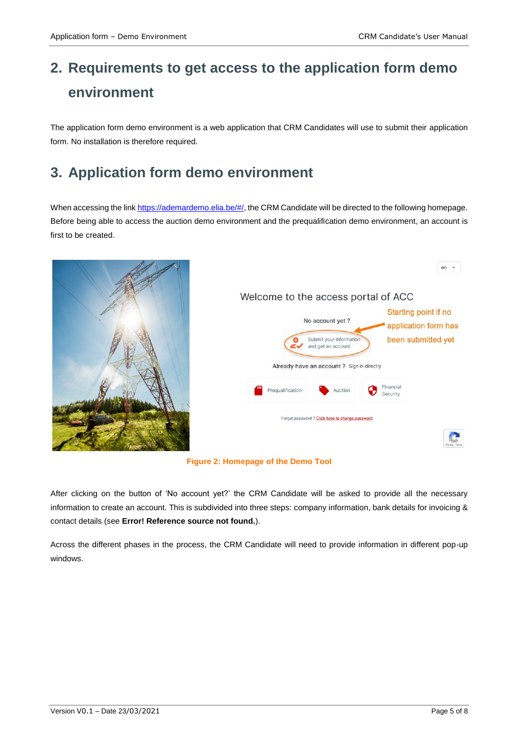## 2. Requirements to get access to the application form demo environment

The application form demo environment is a web application that CRM Candidates will use to submit their application form. No installation is therefore required.

## 3. Application form demo environment

When accessing the link https://ademardemo.elia.be/#/, the CRM Candidate will be directed to the following homepage. Before being able to access the auction demo environment and the prequalification demo environment, an account is first to be created.

**Figure 2: Homepage of the Demo Tool**

After clicking on the button of 'No account yet?' the CRM Candidate will be asked to provide all the necessary information to create an account. This is subdivided into three steps: company information, bank details for invoicing & contact details (see **Error! Reference source not found.**).

Across the different phases in the process, the CRM Candidate will need to provide information in different pop-up windows.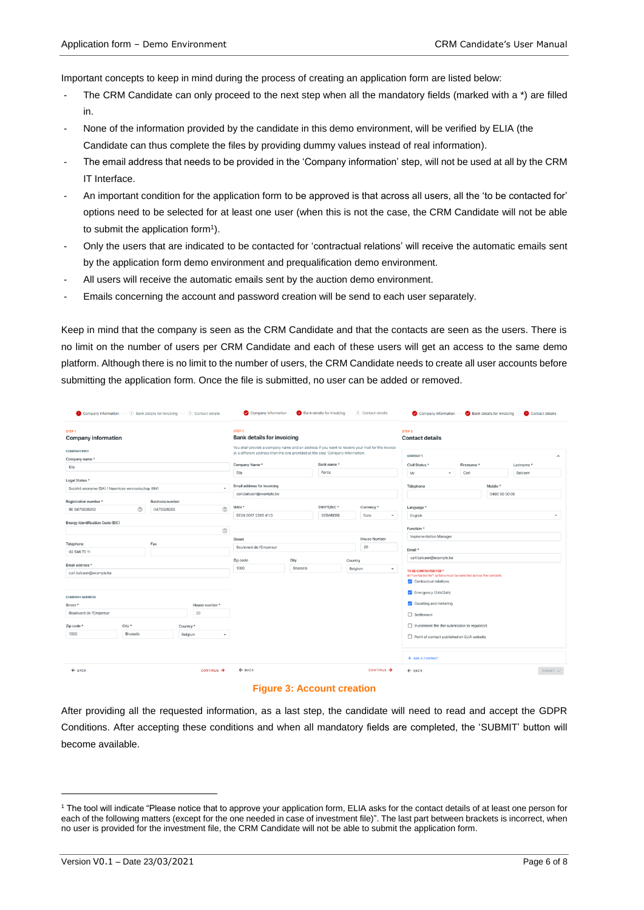Important concepts to keep in mind during the process of creating an application form are listed below:

- The CRM Candidate can only proceed to the next step when all the mandatory fields (marked with a *) are filled in.
- None of the information provided by the candidate in this demo environment, will be verified by ELIA (the Candidate can thus complete the files by providing dummy values instead of real information).
- The email address that needs to be provided in the 'Company information' step, will not be used at all by the CRM IT Interface.
- An important condition for the application form to be approved is that across all users, all the 'to be contacted for' options need to be selected for at least one user (when this is not the case, the CRM Candidate will not be able to submit the application form[1]).
- Only the users that are indicated to be contacted for 'contractual relations' will receive the automatic emails sent by the application form demo environment and prequalification demo environment.
- All users will receive the automatic emails sent by the auction demo environment.
- Emails concerning the account and password creation will be send to each user separately.

Keep in mind that the company is seen as the CRM Candidate and that the contacts are seen as the users. There is no limit on the number of users per CRM Candidate and each of these users will get an access to the same demo platform. Although there is no limit to the number of users, the CRM Candidate needs to create all user accounts before submitting the application form. Once the file is submitted, no user can be added or removed.

**Figure 3: Account creation**

After providing all the requested information, as a last step, the candidate will need to read and accept the GDPR Conditions. After accepting these conditions and when all mandatory fields are completed, the 'SUBMIT' button will become available.

---

[1] The tool will indicate "Please notice that to approve your application form, ELIA asks for the contact details of at least one person for each of the following matters (except for the one needed in case of investment file)". The last part between brackets is incorrect, when no user is provided for the investment file, the CRM Candidate will not be able to submit the application form.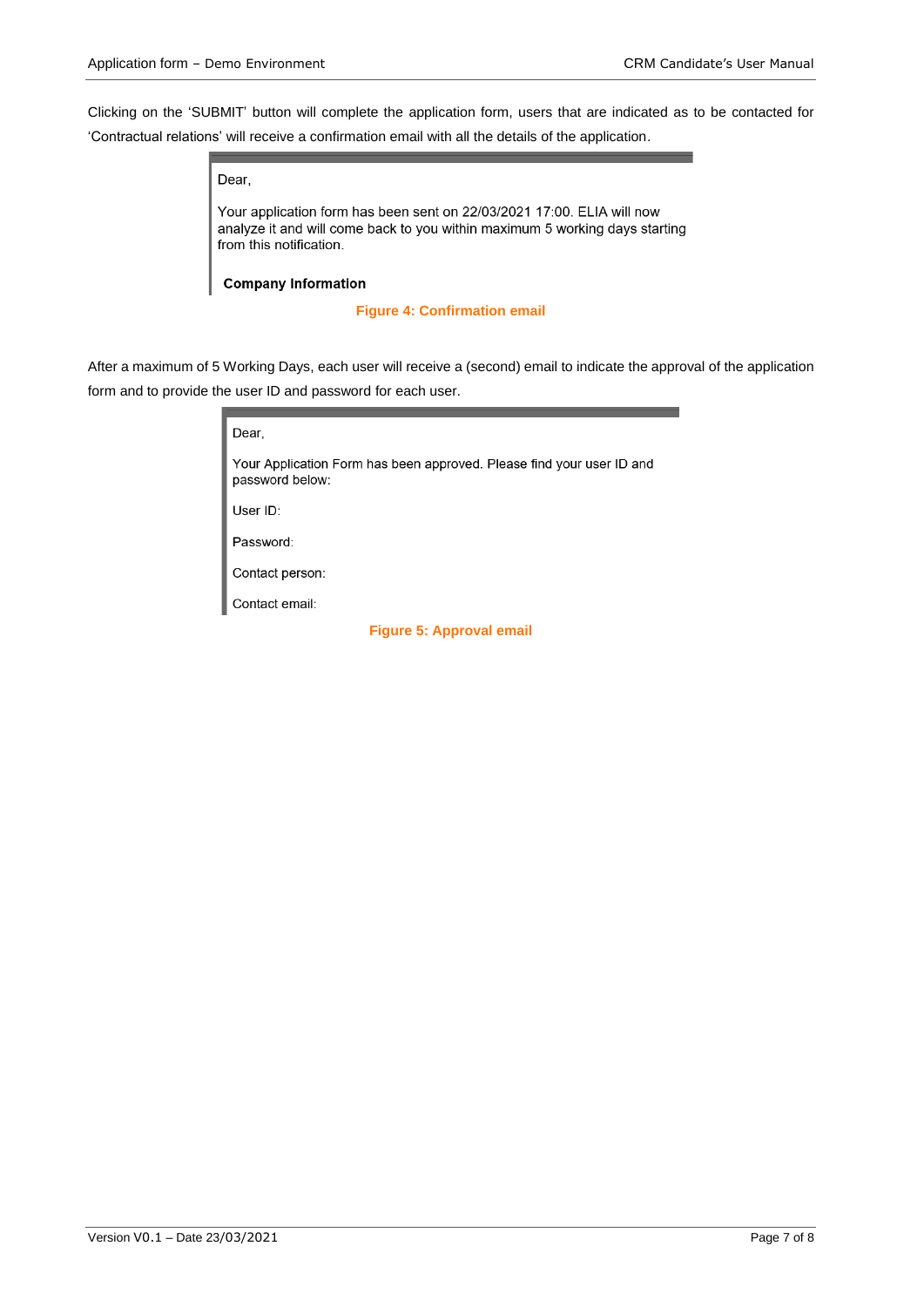Clicking on the 'SUBMIT' button will complete the application form, users that are indicated as to be contacted for 'Contractual relations' will receive a confirmation email with all the details of the application.

> Dear,
>
> Your application form has been sent on 22/03/2021 17:00. ELIA will now analyze it and will come back to you within maximum 5 working days starting from this notification.
>
> **Company Information**

**Figure 4: Confirmation email**

After a maximum of 5 Working Days, each user will receive a (second) email to indicate the approval of the application form and to provide the user ID and password for each user.

> Dear,
>
> Your Application Form has been approved. Please find your user ID and password below:
>
> User ID:
>
> Password:
>
> Contact person:
>
> Contact email:

**Figure 5: Approval email**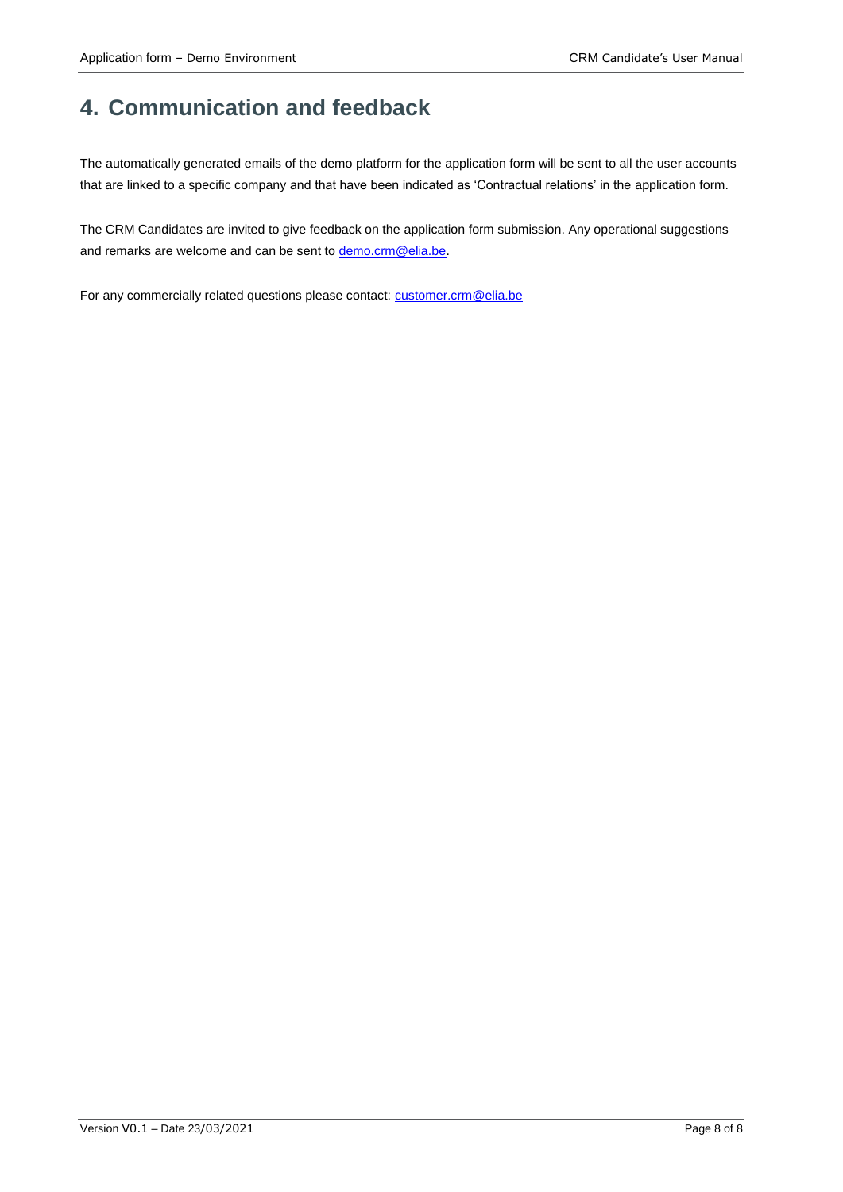# 4. Communication and feedback

The automatically generated emails of the demo platform for the application form will be sent to all the user accounts that are linked to a specific company and that have been indicated as 'Contractual relations' in the application form.

The CRM Candidates are invited to give feedback on the application form submission. Any operational suggestions and remarks are welcome and can be sent to demo.crm@elia.be.

For any commercially related questions please contact: customer.crm@elia.be